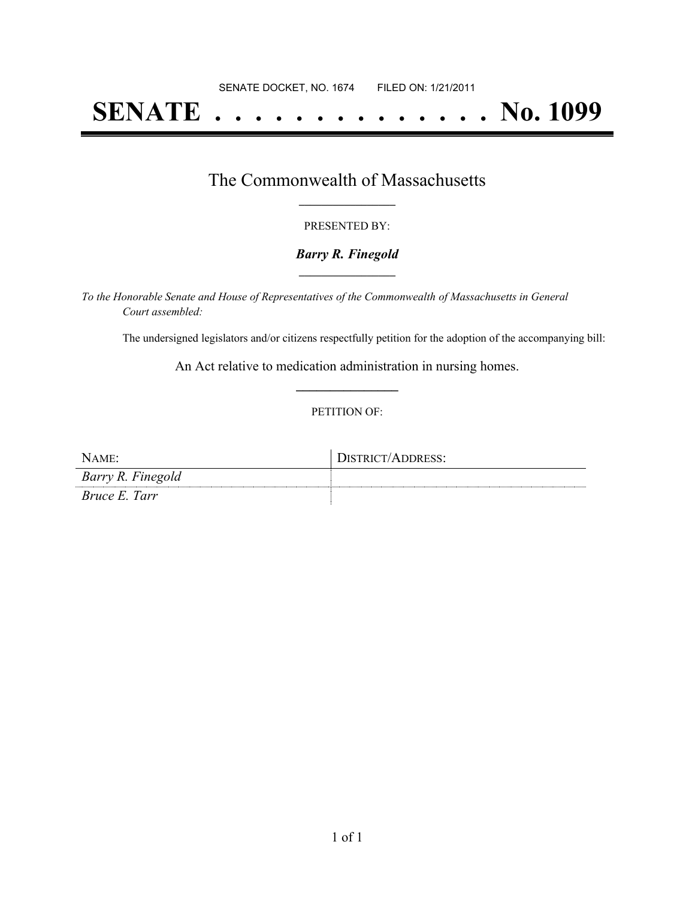SENATE DOCKET, NO. 1674 FILED ON: 1/21/2011

# SENATE . . . . . . . . . . . . . . No. 1099

## The Commonwealth of Massachusetts

PRESENTED BY:

***Barry R. Finegold***

*To the Honorable Senate and House of Representatives of the Commonwealth of Massachusetts in General Court assembled:*

The undersigned legislators and/or citizens respectfully petition for the adoption of the accompanying bill:

An Act relative to medication administration in nursing homes.

PETITION OF:

| NAME: | DISTRICT/ADDRESS: |
| --- | --- |
| *Barry R. Finegold* | |
| *Bruce E. Tarr* | |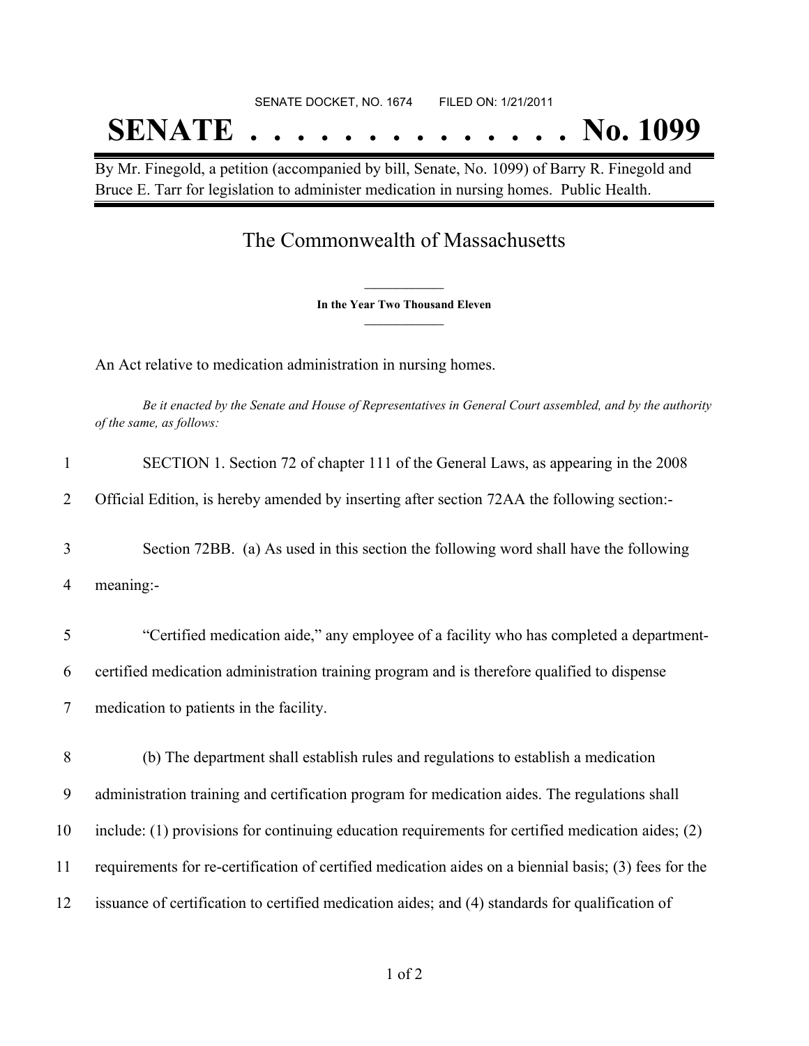SENATE DOCKET, NO. 1674        FILED ON: 1/21/2011

# SENATE . . . . . . . . . . . . . . . No. 1099

By Mr. Finegold, a petition (accompanied by bill, Senate, No. 1099) of Barry R. Finegold and Bruce E. Tarr for legislation to administer medication in nursing homes. Public Health.

## The Commonwealth of Massachusetts

**In the Year Two Thousand Eleven**

An Act relative to medication administration in nursing homes.

*Be it enacted by the Senate and House of Representatives in General Court assembled, and by the authority of the same, as follows:*

1 SECTION 1. Section 72 of chapter 111 of the General Laws, as appearing in the 2008
2 Official Edition, is hereby amended by inserting after section 72AA the following section:-

3 Section 72BB. (a) As used in this section the following word shall have the following
4 meaning:-

5 "Certified medication aide," any employee of a facility who has completed a department-
6 certified medication administration training program and is therefore qualified to dispense
7 medication to patients in the facility.

8 (b) The department shall establish rules and regulations to establish a medication
9 administration training and certification program for medication aides. The regulations shall
10 include: (1) provisions for continuing education requirements for certified medication aides; (2)
11 requirements for re-certification of certified medication aides on a biennial basis; (3) fees for the
12 issuance of certification to certified medication aides; and (4) standards for qualification of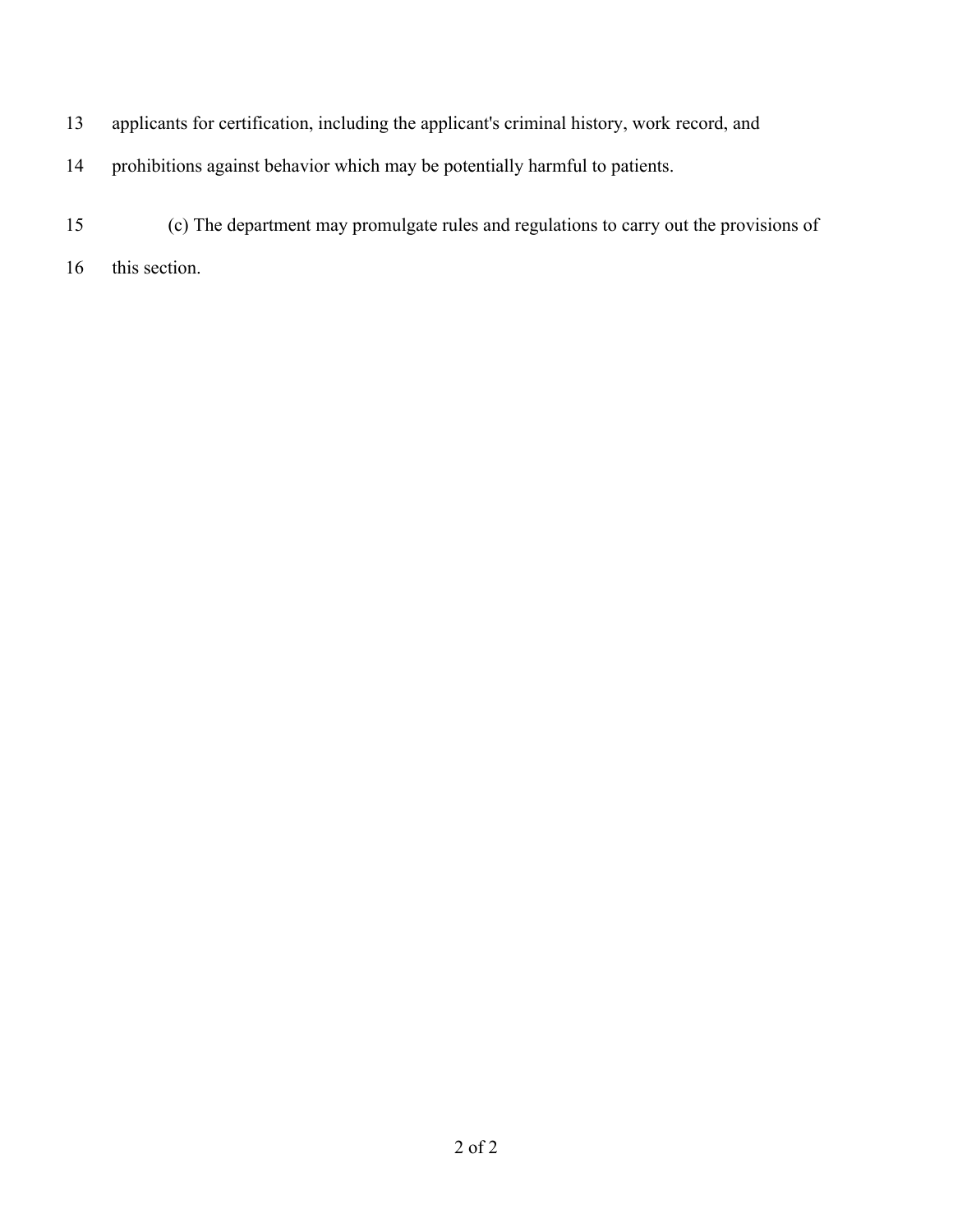applicants for certification, including the applicant's criminal history, work record, and prohibitions against behavior which may be potentially harmful to patients.

(c) The department may promulgate rules and regulations to carry out the provisions of this section.